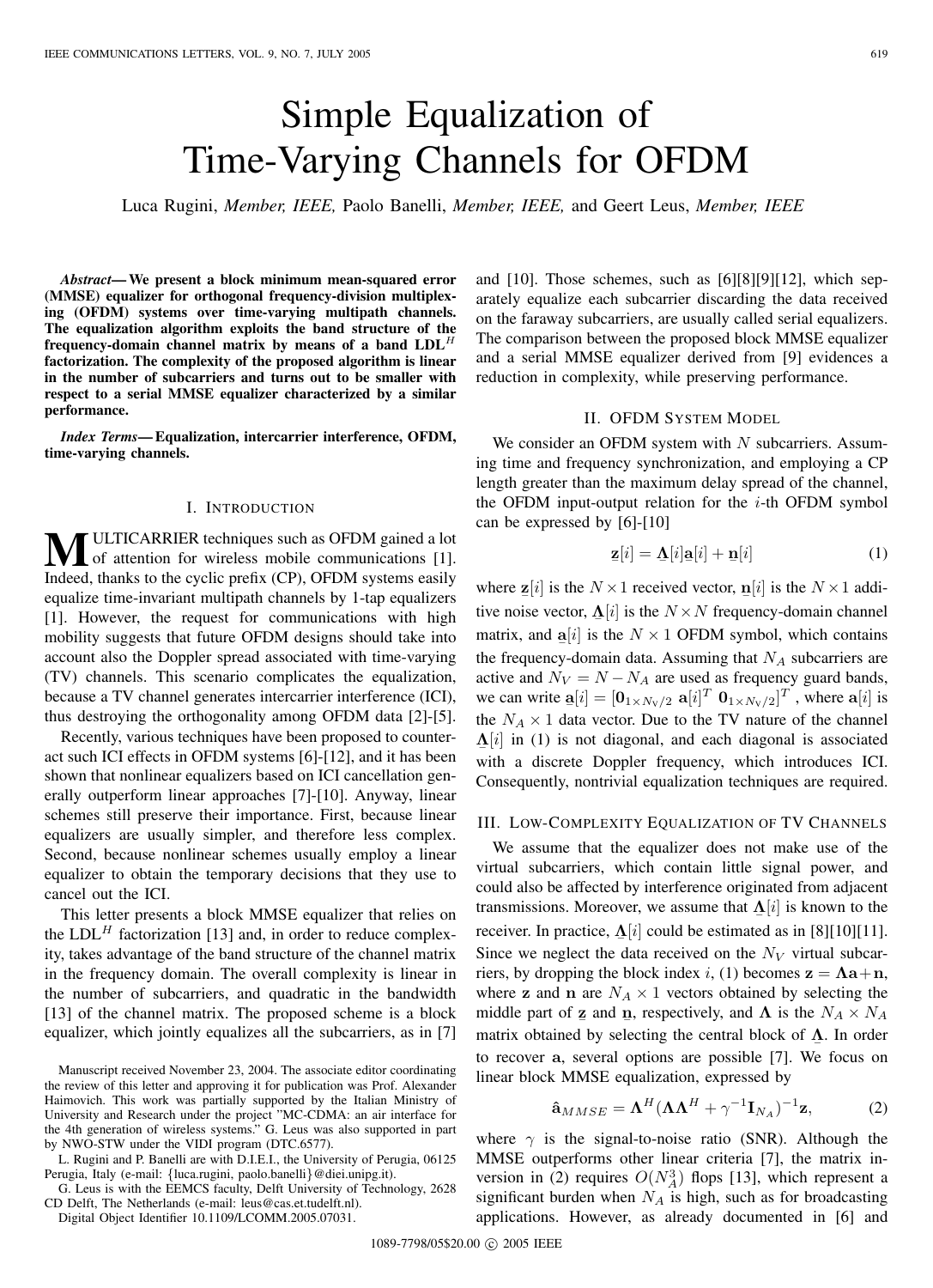# Simple Equalization of Time-Varying Channels for OFDM

Luca Rugini, *Member, IEEE,* Paolo Banelli, *Member, IEEE,* and Geert Leus, *Member, IEEE*

***Abstract*— We present a block minimum mean-squared error (MMSE) equalizer for orthogonal frequency-division multiplexing (OFDM) systems over time-varying multipath channels. The equalization algorithm exploits the band structure of the frequency-domain channel matrix by means of a band LDL$^H$ factorization. The complexity of the proposed algorithm is linear in the number of subcarriers and turns out to be smaller with respect to a serial MMSE equalizer characterized by a similar performance.**

***Index Terms*— Equalization, intercarrier interference, OFDM, time-varying channels.**

## I. Introduction

Multicarrier techniques such as OFDM gained a lot of attention for wireless mobile communications [1]. Indeed, thanks to the cyclic prefix (CP), OFDM systems easily equalize time-invariant multipath channels by 1-tap equalizers [1]. However, the request for communications with high mobility suggests that future OFDM designs should take into account also the Doppler spread associated with time-varying (TV) channels. This scenario complicates the equalization, because a TV channel generates intercarrier interference (ICI), thus destroying the orthogonality among OFDM data [2]-[5].

Recently, various techniques have been proposed to counteract such ICI effects in OFDM systems [6]-[12], and it has been shown that nonlinear equalizers based on ICI cancellation generally outperform linear approaches [7]-[10]. Anyway, linear schemes still preserve their importance. First, because linear equalizers are usually simpler, and therefore less complex. Second, because nonlinear schemes usually employ a linear equalizer to obtain the temporary decisions that they use to cancel out the ICI.

This letter presents a block MMSE equalizer that relies on the LDL$^H$ factorization [13] and, in order to reduce complexity, takes advantage of the band structure of the channel matrix in the frequency domain. The overall complexity is linear in the number of subcarriers, and quadratic in the bandwidth [13] of the channel matrix. The proposed scheme is a block equalizer, which jointly equalizes all the subcarriers, as in [7] and [10]. Those schemes, such as [6][8][9][12], which separately equalize each subcarrier discarding the data received on the faraway subcarriers, are usually called serial equalizers. The comparison between the proposed block MMSE equalizer and a serial MMSE equalizer derived from [9] evidences a reduction in complexity, while preserving performance.

Manuscript received November 23, 2004. The associate editor coordinating the review of this letter and approving it for publication was Prof. Alexander Haimovich. This work was partially supported by the Italian Ministry of University and Research under the project "MC-CDMA: an air interface for the 4th generation of wireless systems." G. Leus was also supported in part by NWO-STW under the VIDI program (DTC.6577).

L. Rugini and P. Banelli are with D.I.E.I., the University of Perugia, 06125 Perugia, Italy (e-mail: {luca.rugini, paolo.banelli}@diei.unipg.it).

G. Leus is with the EEMCS faculty, Delft University of Technology, 2628 CD Delft, The Netherlands (e-mail: leus@cas.et.tudelft.nl).

Digital Object Identifier 10.1109/LCOMM.2005.07031.

## II. OFDM System Model

We consider an OFDM system with $N$ subcarriers. Assuming time and frequency synchronization, and employing a CP length greater than the maximum delay spread of the channel, the OFDM input-output relation for the $i$-th OFDM symbol can be expressed by [6]-[10]

$$\underline{\mathbf{z}}[i] = \underline{\mathbf{\Lambda}}[i]\underline{\mathbf{a}}[i] + \underline{\mathbf{n}}[i] \tag{1}$$

where $\underline{\mathbf{z}}[i]$ is the $N \times 1$ received vector, $\underline{\mathbf{n}}[i]$ is the $N \times 1$ additive noise vector, $\underline{\mathbf{\Lambda}}[i]$ is the $N \times N$ frequency-domain channel matrix, and $\underline{\mathbf{a}}[i]$ is the $N \times 1$ OFDM symbol, which contains the frequency-domain data. Assuming that $N_A$ subcarriers are active and $N_V = N - N_A$ are used as frequency guard bands, we can write $\underline{\mathbf{a}}[i] = [\mathbf{0}_{1\times N_V/2}\ \mathbf{a}[i]^T\ \mathbf{0}_{1\times N_V/2}]^T$, where $\mathbf{a}[i]$ is the $N_A \times 1$ data vector. Due to the TV nature of the channel $\underline{\mathbf{\Lambda}}[i]$ in (1) is not diagonal, and each diagonal is associated with a discrete Doppler frequency, which introduces ICI. Consequently, nontrivial equalization techniques are required.

## III. Low-Complexity Equalization of TV Channels

We assume that the equalizer does not make use of the virtual subcarriers, which contain little signal power, and could also be affected by interference originated from adjacent transmissions. Moreover, we assume that $\underline{\mathbf{\Lambda}}[i]$ is known to the receiver. In practice, $\underline{\mathbf{\Lambda}}[i]$ could be estimated as in [8][10][11]. Since we neglect the data received on the $N_V$ virtual subcarriers, by dropping the block index $i$, (1) becomes $\mathbf{z} = \mathbf{\Lambda}\mathbf{a} + \mathbf{n}$, where $\mathbf{z}$ and $\mathbf{n}$ are $N_A \times 1$ vectors obtained by selecting the middle part of $\underline{\mathbf{z}}$ and $\underline{\mathbf{n}}$, respectively, and $\mathbf{\Lambda}$ is the $N_A \times N_A$ matrix obtained by selecting the central block of $\underline{\mathbf{\Lambda}}$. In order to recover $\mathbf{a}$, several options are possible [7]. We focus on linear block MMSE equalization, expressed by

$$\hat{\mathbf{a}}_{MMSE} = \mathbf{\Lambda}^H(\mathbf{\Lambda}\mathbf{\Lambda}^H + \gamma^{-1}\mathbf{I}_{N_A})^{-1}\mathbf{z}, \tag{2}$$

where $\gamma$ is the signal-to-noise ratio (SNR). Although the MMSE outperforms other linear criteria [7], the matrix inversion in (2) requires $O(N_A^3)$ flops [13], which represent a significant burden when $N_A$ is high, such as for broadcasting applications. However, as already documented in [6] and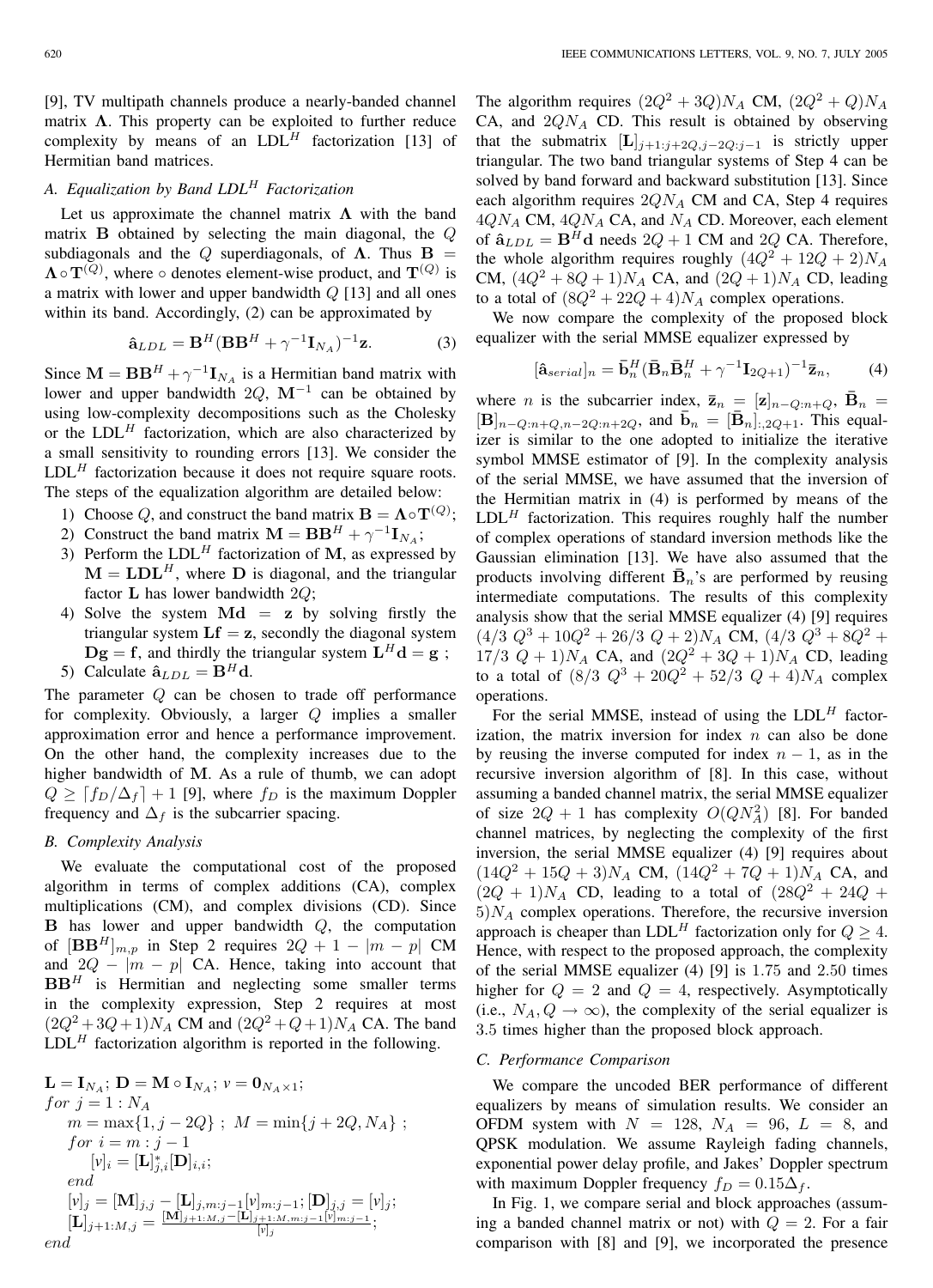[9], TV multipath channels produce a nearly-banded channel matrix $\mathbf{\Lambda}$. This property can be exploited to further reduce complexity by means of an LDL$^H$ factorization [13] of Hermitian band matrices.

### A. Equalization by Band LDL$^H$ Factorization

Let us approximate the channel matrix $\mathbf{\Lambda}$ with the band matrix $\mathbf{B}$ obtained by selecting the main diagonal, the $Q$ subdiagonals and the $Q$ superdiagonals, of $\mathbf{\Lambda}$. Thus $\mathbf{B} = \mathbf{\Lambda} \circ \mathbf{T}^{(Q)}$, where $\circ$ denotes element-wise product, and $\mathbf{T}^{(Q)}$ is a matrix with lower and upper bandwidth $Q$ [13] and all ones within its band. Accordingly, (2) can be approximated by

$$\hat{\mathbf{a}}_{LDL} = \mathbf{B}^H(\mathbf{B}\mathbf{B}^H + \gamma^{-1}\mathbf{I}_{N_A})^{-1}\mathbf{z}. \tag{3}$$

Since $\mathbf{M} = \mathbf{B}\mathbf{B}^H + \gamma^{-1}\mathbf{I}_{N_A}$ is a Hermitian band matrix with lower and upper bandwidth $2Q$, $\mathbf{M}^{-1}$ can be obtained by using low-complexity decompositions such as the Cholesky or the LDL$^H$ factorization, which are also characterized by a small sensitivity to rounding errors [13]. We consider the LDL$^H$ factorization because it does not require square roots. The steps of the equalization algorithm are detailed below:

1) Choose $Q$, and construct the band matrix $\mathbf{B} = \mathbf{\Lambda} \circ \mathbf{T}^{(Q)}$;
2) Construct the band matrix $\mathbf{M} = \mathbf{B}\mathbf{B}^H + \gamma^{-1}\mathbf{I}_{N_A}$;
3) Perform the LDL$^H$ factorization of $\mathbf{M}$, as expressed by $\mathbf{M} = \mathbf{L}\mathbf{D}\mathbf{L}^H$, where $\mathbf{D}$ is diagonal, and the triangular factor $\mathbf{L}$ has lower bandwidth $2Q$;
4) Solve the system $\mathbf{M}\mathbf{d} = \mathbf{z}$ by solving firstly the triangular system $\mathbf{L}\mathbf{f} = \mathbf{z}$, secondly the diagonal system $\mathbf{D}\mathbf{g} = \mathbf{f}$, and thirdly the triangular system $\mathbf{L}^H\mathbf{d} = \mathbf{g}$ ;
5) Calculate $\hat{\mathbf{a}}_{LDL} = \mathbf{B}^H\mathbf{d}$.

The parameter $Q$ can be chosen to trade off performance for complexity. Obviously, a larger $Q$ implies a smaller approximation error and hence a performance improvement. On the other hand, the complexity increases due to the higher bandwidth of $\mathbf{M}$. As a rule of thumb, we can adopt $Q \geq \lceil f_D/\Delta_f \rceil + 1$ [9], where $f_D$ is the maximum Doppler frequency and $\Delta_f$ is the subcarrier spacing.

### B. Complexity Analysis

We evaluate the computational cost of the proposed algorithm in terms of complex additions (CA), complex multiplications (CM), and complex divisions (CD). Since $\mathbf{B}$ has lower and upper bandwidth $Q$, the computation of $[\mathbf{B}\mathbf{B}^H]_{m,p}$ in Step 2 requires $2Q+1-|m-p|$ CM and $2Q-|m-p|$ CA. Hence, taking into account that $\mathbf{B}\mathbf{B}^H$ is Hermitian and neglecting some smaller terms in the complexity expression, Step 2 requires at most $(2Q^2+3Q+1)N_A$ CM and $(2Q^2+Q+1)N_A$ CA. The band LDL$^H$ factorization algorithm is reported in the following.

$\mathbf{L} = \mathbf{I}_{N_A}$; $\mathbf{D} = \mathbf{M} \circ \mathbf{I}_{N_A}$; $v = \mathbf{0}_{N_A \times 1}$;
*for* $j = 1 : N_A$
 $m = \max\{1, j-2Q\}$ ; $M = \min\{j+2Q, N_A\}$ ;
 *for* $i = m : j-1$
  $[v]_i = [\mathbf{L}]^*_{j,i}[\mathbf{D}]_{i,i}$;
 *end*
 $[v]_j = [\mathbf{M}]_{j,j} - [\mathbf{L}]_{j,m:j-1}[v]_{m:j-1}$; $[\mathbf{D}]_{j,j} = [v]_j$;
 $[\mathbf{L}]_{j+1:M,j} = \frac{[\mathbf{M}]_{j+1:M,j} - [\mathbf{L}]_{j+1:M,m:j-1}[v]_{m:j-1}}{[v]_j}$;
*end*

The algorithm requires $(2Q^2+3Q)N_A$ CM, $(2Q^2+Q)N_A$ CA, and $2QN_A$ CD. This result is obtained by observing that the submatrix $[\mathbf{L}]_{j+1:j+2Q,j-2Q:j-1}$ is strictly upper triangular. The two band triangular systems of Step 4 can be solved by band forward and backward substitution [13]. Since each algorithm requires $2QN_A$ CM and CA, Step 4 requires $4QN_A$ CM, $4QN_A$ CA, and $N_A$ CD. Moreover, each element of $\hat{\mathbf{a}}_{LDL} = \mathbf{B}^H\mathbf{d}$ needs $2Q+1$ CM and $2Q$ CA. Therefore, the whole algorithm requires roughly $(4Q^2+12Q+2)N_A$ CM, $(4Q^2+8Q+1)N_A$ CA, and $(2Q+1)N_A$ CD, leading to a total of $(8Q^2+22Q+4)N_A$ complex operations.

We now compare the complexity of the proposed block equalizer with the serial MMSE equalizer expressed by

$$[\hat{\mathbf{a}}_{serial}]_n = \bar{\mathbf{b}}_n^H(\bar{\mathbf{B}}_n\bar{\mathbf{B}}_n^H + \gamma^{-1}\mathbf{I}_{2Q+1})^{-1}\bar{\mathbf{z}}_n, \tag{4}$$

where $n$ is the subcarrier index, $\bar{\mathbf{z}}_n = [\mathbf{z}]_{n-Q:n+Q}$, $\bar{\mathbf{B}}_n = [\mathbf{B}]_{n-Q:n+Q,n-2Q:n+2Q}$, and $\bar{\mathbf{b}}_n = [\bar{\mathbf{B}}_n]_{:,2Q+1}$. This equalizer is similar to the one adopted to initialize the iterative symbol MMSE estimator of [9]. In the complexity analysis of the serial MMSE, we have assumed that the inversion of the Hermitian matrix in (4) is performed by means of the LDL$^H$ factorization. This requires roughly half the number of complex operations of standard inversion methods like the Gaussian elimination [13]. We have also assumed that the products involving different $\bar{\mathbf{B}}_n$'s are performed by reusing intermediate computations. The results of this complexity analysis show that the serial MMSE equalizer (4) [9] requires $(4/3\ Q^3 + 10Q^2 + 26/3\ Q + 2)N_A$ CM, $(4/3\ Q^3 + 8Q^2 + 17/3\ Q + 1)N_A$ CA, and $(2Q^2+3Q+1)N_A$ CD, leading to a total of $(8/3\ Q^3 + 20Q^2 + 52/3\ Q + 4)N_A$ complex operations.

For the serial MMSE, instead of using the LDL$^H$ factorization, the matrix inversion for index $n$ can also be done by reusing the inverse computed for index $n-1$, as in the recursive inversion algorithm of [8]. In this case, without assuming a banded channel matrix, the serial MMSE equalizer of size $2Q+1$ has complexity $O(QN_A^2)$ [8]. For banded channel matrices, by neglecting the complexity of the first inversion, the serial MMSE equalizer (4) [9] requires about $(14Q^2+15Q+3)N_A$ CM, $(14Q^2+7Q+1)N_A$ CA, and $(2Q+1)N_A$ CD, leading to a total of $(28Q^2+24Q+5)N_A$ complex operations. Therefore, the recursive inversion approach is cheaper than LDL$^H$ factorization only for $Q \geq 4$. Hence, with respect to the proposed approach, the complexity of the serial MMSE equalizer (4) [9] is 1.75 and 2.50 times higher for $Q = 2$ and $Q = 4$, respectively. Asymptotically (i.e., $N_A, Q \rightarrow \infty$), the complexity of the serial equalizer is 3.5 times higher than the proposed block approach.

### C. Performance Comparison

We compare the uncoded BER performance of different equalizers by means of simulation results. We consider an OFDM system with $N = 128$, $N_A = 96$, $L = 8$, and QPSK modulation. We assume Rayleigh fading channels, exponential power delay profile, and Jakes' Doppler spectrum with maximum Doppler frequency $f_D = 0.15\Delta_f$.

In Fig. 1, we compare serial and block approaches (assuming a banded channel matrix or not) with $Q = 2$. For a fair comparison with [8] and [9], we incorporated the presence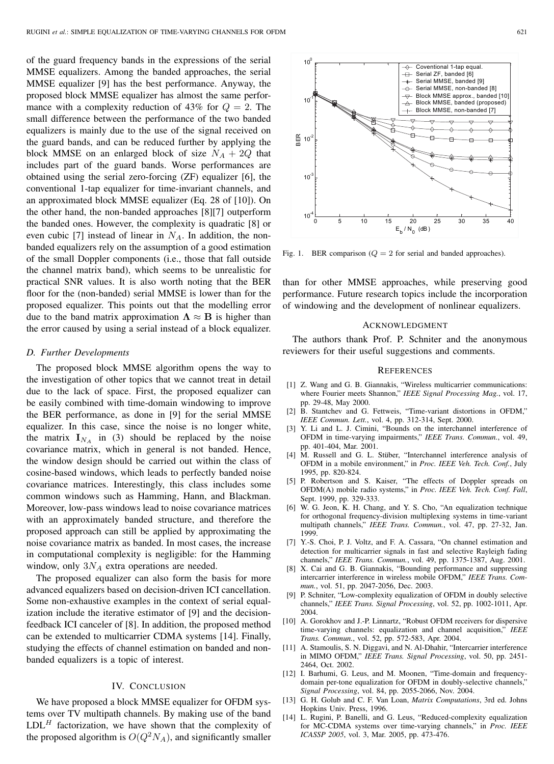of the guard frequency bands in the expressions of the serial MMSE equalizers. Among the banded approaches, the serial MMSE equalizer [9] has the best performance. Anyway, the proposed block MMSE equalizer has almost the same performance with a complexity reduction of 43% for $Q = 2$. The small difference between the performance of the two banded equalizers is mainly due to the use of the signal received on the guard bands, and can be reduced further by applying the block MMSE on an enlarged block of size $N_A + 2Q$ that includes part of the guard bands. Worse performances are obtained using the serial zero-forcing (ZF) equalizer [6], the conventional 1-tap equalizer for time-invariant channels, and an approximated block MMSE equalizer (Eq. 28 of [10]). On the other hand, the non-banded approaches [8][7] outperform the banded ones. However, the complexity is quadratic [8] or even cubic [7] instead of linear in $N_A$. In addition, the non-banded equalizers rely on the assumption of a good estimation of the small Doppler components (i.e., those that fall outside the channel matrix band), which seems to be unrealistic for practical SNR values. It is also worth noting that the BER floor for the (non-banded) serial MMSE is lower than for the proposed equalizer. This points out that the modelling error due to the band matrix approximation $\mathbf{\Lambda} \approx \mathbf{B}$ is higher than the error caused by using a serial instead of a block equalizer.

### D. Further Developments

The proposed block MMSE algorithm opens the way to the investigation of other topics that we cannot treat in detail due to the lack of space. First, the proposed equalizer can be easily combined with time-domain windowing to improve the BER performance, as done in [9] for the serial MMSE equalizer. In this case, since the noise is no longer white, the matrix $\mathbf{I}_{N_A}$ in (3) should be replaced by the noise covariance matrix, which in general is not banded. Hence, the window design should be carried out within the class of cosine-based windows, which leads to perfectly banded noise covariance matrices. Interestingly, this class includes some common windows such as Hamming, Hann, and Blackman. Moreover, low-pass windows lead to noise covariance matrices with an approximately banded structure, and therefore the proposed approach can still be applied by approximating the noise covariance matrix as banded. In most cases, the increase in computational complexity is negligible: for the Hamming window, only $3N_A$ extra operations are needed.

The proposed equalizer can also form the basis for more advanced equalizers based on decision-driven ICI cancellation. Some non-exhaustive examples in the context of serial equalization include the iterative estimator of [9] and the decision-feedback ICI canceler of [8]. In addition, the proposed method can be extended to multicarrier CDMA systems [14]. Finally, studying the effects of channel estimation on banded and non-banded equalizers is a topic of interest.

## IV. Conclusion

We have proposed a block MMSE equalizer for OFDM systems over TV multipath channels. By making use of the band LDL$^H$ factorization, we have shown that the complexity of the proposed algorithm is $O(Q^2 N_A)$, and significantly smaller than for other MMSE approaches, while preserving good performance. Future research topics include the incorporation of windowing and the development of nonlinear equalizers.

BER
$10^0$
$10^{-1}$
$10^{-2}$
$10^{-3}$
$10^{-4}$
0 5 10 15 20 25 30 35 40
$E_b / N_0$ (dB)
Coventional 1-tap equal.
Serial ZF, banded [6]
Serial MMSE, banded [9]
Serial MMSE, non-banded [8]
Block MMSE approx., banded [10]
Block MMSE, banded (proposed)
Block MMSE, non-banded [7]

Fig. 1. BER comparison ($Q = 2$ for serial and banded approaches).

## Acknowledgment

The authors thank Prof. P. Schniter and the anonymous reviewers for their useful suggestions and comments.

## References

[1] Z. Wang and G. B. Giannakis, "Wireless multicarrier communications: where Fourier meets Shannon," *IEEE Signal Processing Mag.*, vol. 17, pp. 29-48, May 2000.

[2] B. Stantchev and G. Fettweis, "Time-variant distortions in OFDM," *IEEE Commun. Lett.*, vol. 4, pp. 312-314, Sept. 2000.

[3] Y. Li and L. J. Cimini, "Bounds on the interchannel interference of OFDM in time-varying impairments," *IEEE Trans. Commun.*, vol. 49, pp. 401-404, Mar. 2001.

[4] M. Russell and G. L. Stüber, "Interchannel interference analysis of OFDM in a mobile environment," in *Proc. IEEE Veh. Tech. Conf.*, July 1995, pp. 820-824.

[5] P. Robertson and S. Kaiser, "The effects of Doppler spreads on OFDM(A) mobile radio systems," in *Proc. IEEE Veh. Tech. Conf. Fall*, Sept. 1999, pp. 329-333.

[6] W. G. Jeon, K. H. Chang, and Y. S. Cho, "An equalization technique for orthogonal frequency-division multiplexing systems in time-variant multipath channels," *IEEE Trans. Commun.*, vol. 47, pp. 27-32, Jan. 1999.

[7] Y.-S. Choi, P. J. Voltz, and F. A. Cassara, "On channel estimation and detection for multicarrier signals in fast and selective Rayleigh fading channels," *IEEE Trans. Commun.*, vol. 49, pp. 1375-1387, Aug. 2001.

[8] X. Cai and G. B. Giannakis, "Bounding performance and suppressing intercarrier interference in wireless mobile OFDM," *IEEE Trans. Commun.*, vol. 51, pp. 2047-2056, Dec. 2003.

[9] P. Schniter, "Low-complexity equalization of OFDM in doubly selective channels," *IEEE Trans. Signal Processing*, vol. 52, pp. 1002-1011, Apr. 2004.

[10] A. Gorokhov and J.-P. Linnartz, "Robust OFDM receivers for dispersive time-varying channels: equalization and channel acquisition," *IEEE Trans. Commun.*, vol. 52, pp. 572-583, Apr. 2004.

[11] A. Stamoulis, S. N. Diggavi, and N. Al-Dhahir, "Intercarrier interference in MIMO OFDM," *IEEE Trans. Signal Processing*, vol. 50, pp. 2451-2464, Oct. 2002.

[12] I. Barhumi, G. Leus, and M. Moonen, "Time-domain and frequency-domain per-tone equalization for OFDM in doubly-selective channels," *Signal Processing*, vol. 84, pp. 2055-2066, Nov. 2004.

[13] G. H. Golub and C. F. Van Loan, *Matrix Computations*, 3rd ed. Johns Hopkins Univ. Press, 1996.

[14] L. Rugini, P. Banelli, and G. Leus, "Reduced-complexity equalization for MC-CDMA systems over time-varying channels," in *Proc. IEEE ICASSP 2005*, vol. 3, Mar. 2005, pp. 473-476.